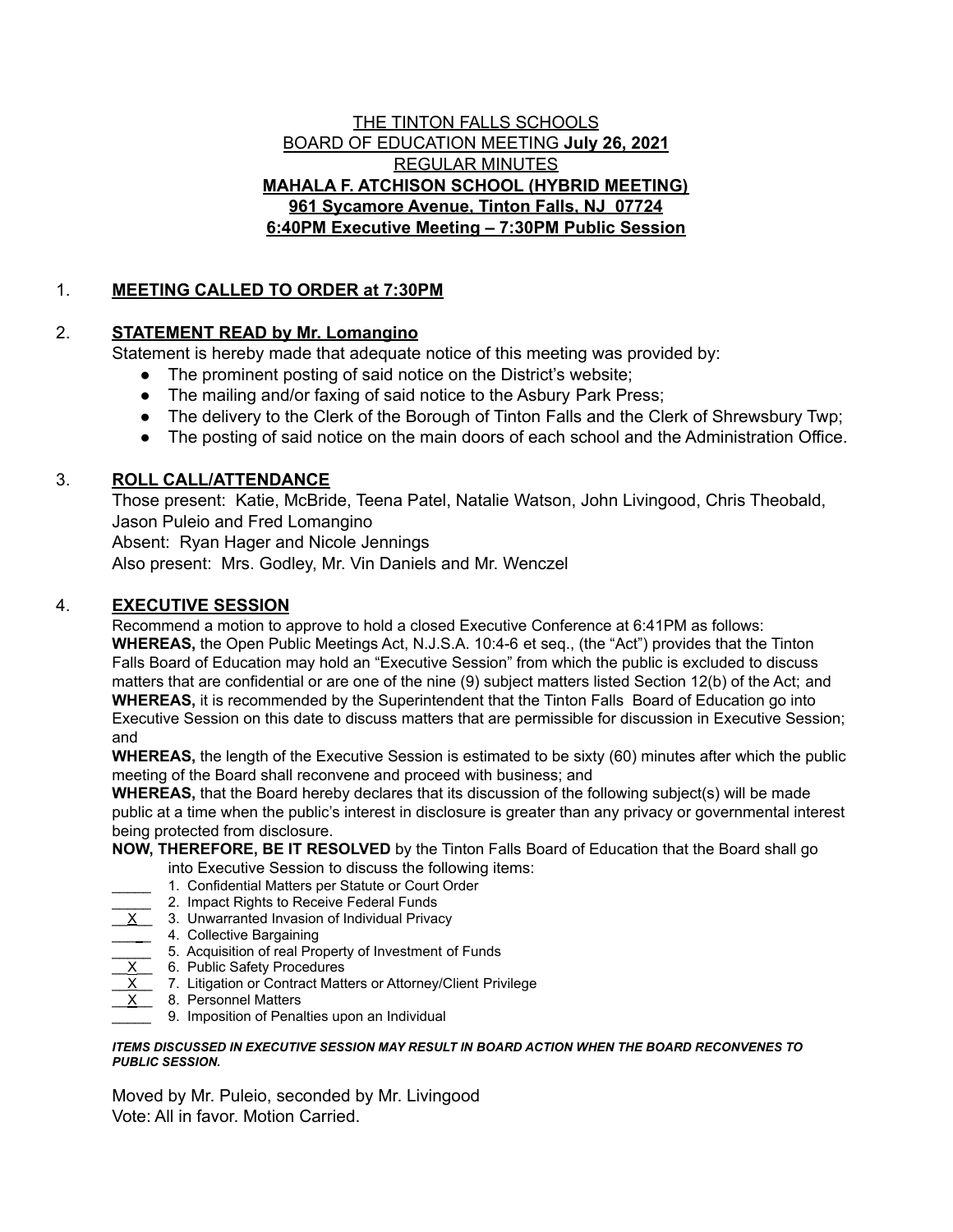THE TINTON FALLS SCHOOLS
BOARD OF EDUCATION MEETING **July 26, 2021**
REGULAR MINUTES
**MAHALA F. ATCHISON SCHOOL (HYBRID MEETING)**
**961 Sycamore Avenue, Tinton Falls, NJ 07724**
**6:40PM Executive Meeting – 7:30PM Public Session**

1. **MEETING CALLED TO ORDER at 7:30PM**

2. **STATEMENT READ by Mr. Lomangino**

   Statement is hereby made that adequate notice of this meeting was provided by:
   - The prominent posting of said notice on the District's website;
   - The mailing and/or faxing of said notice to the Asbury Park Press;
   - The delivery to the Clerk of the Borough of Tinton Falls and the Clerk of Shrewsbury Twp;
   - The posting of said notice on the main doors of each school and the Administration Office.

3. **ROLL CALL/ATTENDANCE**

   Those present: Katie, McBride, Teena Patel, Natalie Watson, John Livingood, Chris Theobald, Jason Puleio and Fred Lomangino
   Absent: Ryan Hager and Nicole Jennings
   Also present: Mrs. Godley, Mr. Vin Daniels and Mr. Wenczel

4. **EXECUTIVE SESSION**

   Recommend a motion to approve to hold a closed Executive Conference at 6:41PM as follows:
   **WHEREAS,** the Open Public Meetings Act, N.J.S.A. 10:4-6 et seq., (the "Act") provides that the Tinton Falls Board of Education may hold an "Executive Session" from which the public is excluded to discuss matters that are confidential or are one of the nine (9) subject matters listed Section 12(b) of the Act; and
   **WHEREAS,** it is recommended by the Superintendent that the Tinton Falls Board of Education go into Executive Session on this date to discuss matters that are permissible for discussion in Executive Session; and
   **WHEREAS,** the length of the Executive Session is estimated to be sixty (60) minutes after which the public meeting of the Board shall reconvene and proceed with business; and
   **WHEREAS,** that the Board hereby declares that its discussion of the following subject(s) will be made public at a time when the public's interest in disclosure is greater than any privacy or governmental interest being protected from disclosure.
   **NOW, THEREFORE, BE IT RESOLVED** by the Tinton Falls Board of Education that the Board shall go into Executive Session to discuss the following items:

   _____ 1. Confidential Matters per Statute or Court Order
   _____ 2. Impact Rights to Receive Federal Funds
   __X__ 3. Unwarranted Invasion of Individual Privacy
   _____ 4. Collective Bargaining
   _____ 5. Acquisition of real Property of Investment of Funds
   __X__ 6. Public Safety Procedures
   __X__ 7. Litigation or Contract Matters or Attorney/Client Privilege
   __X__ 8. Personnel Matters
   _____ 9. Imposition of Penalties upon an Individual

   ***ITEMS DISCUSSED IN EXECUTIVE SESSION MAY RESULT IN BOARD ACTION WHEN THE BOARD RECONVENES TO PUBLIC SESSION.***

   Moved by Mr. Puleio, seconded by Mr. Livingood
   Vote: All in favor. Motion Carried.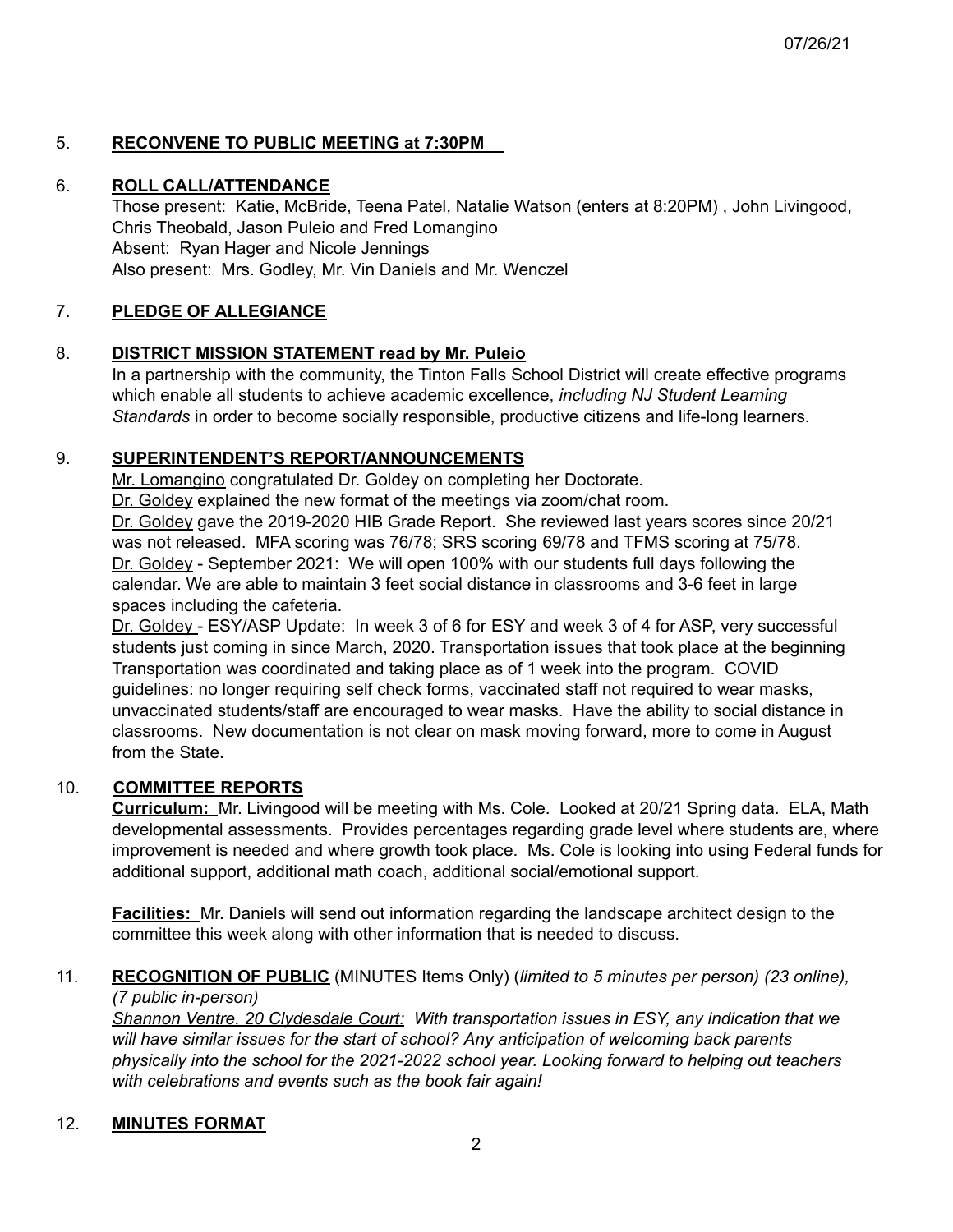07/26/21

5. **RECONVENE TO PUBLIC MEETING at 7:30PM**

6. **ROLL CALL/ATTENDANCE**

   Those present: Katie, McBride, Teena Patel, Natalie Watson (enters at 8:20PM) , John Livingood, Chris Theobald, Jason Puleio and Fred Lomangino
   Absent: Ryan Hager and Nicole Jennings
   Also present: Mrs. Godley, Mr. Vin Daniels and Mr. Wenczel

7. **PLEDGE OF ALLEGIANCE**

8. **DISTRICT MISSION STATEMENT read by Mr. Puleio**

   In a partnership with the community, the Tinton Falls School District will create effective programs which enable all students to achieve academic excellence, *including NJ Student Learning Standards* in order to become socially responsible, productive citizens and life-long learners.

9. **SUPERINTENDENT'S REPORT/ANNOUNCEMENTS**

   Mr. Lomangino congratulated Dr. Goldey on completing her Doctorate.
   Dr. Goldey explained the new format of the meetings via zoom/chat room.
   Dr. Goldey gave the 2019-2020 HIB Grade Report. She reviewed last years scores since 20/21 was not released. MFA scoring was 76/78; SRS scoring 69/78 and TFMS scoring at 75/78.
   Dr. Goldey - September 2021: We will open 100% with our students full days following the calendar. We are able to maintain 3 feet social distance in classrooms and 3-6 feet in large spaces including the cafeteria.
   Dr. Goldey - ESY/ASP Update: In week 3 of 6 for ESY and week 3 of 4 for ASP, very successful students just coming in since March, 2020. Transportation issues that took place at the beginning Transportation was coordinated and taking place as of 1 week into the program. COVID guidelines: no longer requiring self check forms, vaccinated staff not required to wear masks, unvaccinated students/staff are encouraged to wear masks. Have the ability to social distance in classrooms. New documentation is not clear on mask moving forward, more to come in August from the State.

10. **COMMITTEE REPORTS**

    **Curriculum:** Mr. Livingood will be meeting with Ms. Cole. Looked at 20/21 Spring data. ELA, Math developmental assessments. Provides percentages regarding grade level where students are, where improvement is needed and where growth took place. Ms. Cole is looking into using Federal funds for additional support, additional math coach, additional social/emotional support.

    **Facilities:** Mr. Daniels will send out information regarding the landscape architect design to the committee this week along with other information that is needed to discuss.

11. **RECOGNITION OF PUBLIC** (MINUTES Items Only) (*limited to 5 minutes per person) (23 online), (7 public in-person)*

    *Shannon Ventre, 20 Clydesdale Court: With transportation issues in ESY, any indication that we will have similar issues for the start of school? Any anticipation of welcoming back parents physically into the school for the 2021-2022 school year. Looking forward to helping out teachers with celebrations and events such as the book fair again!*

12. **MINUTES FORMAT**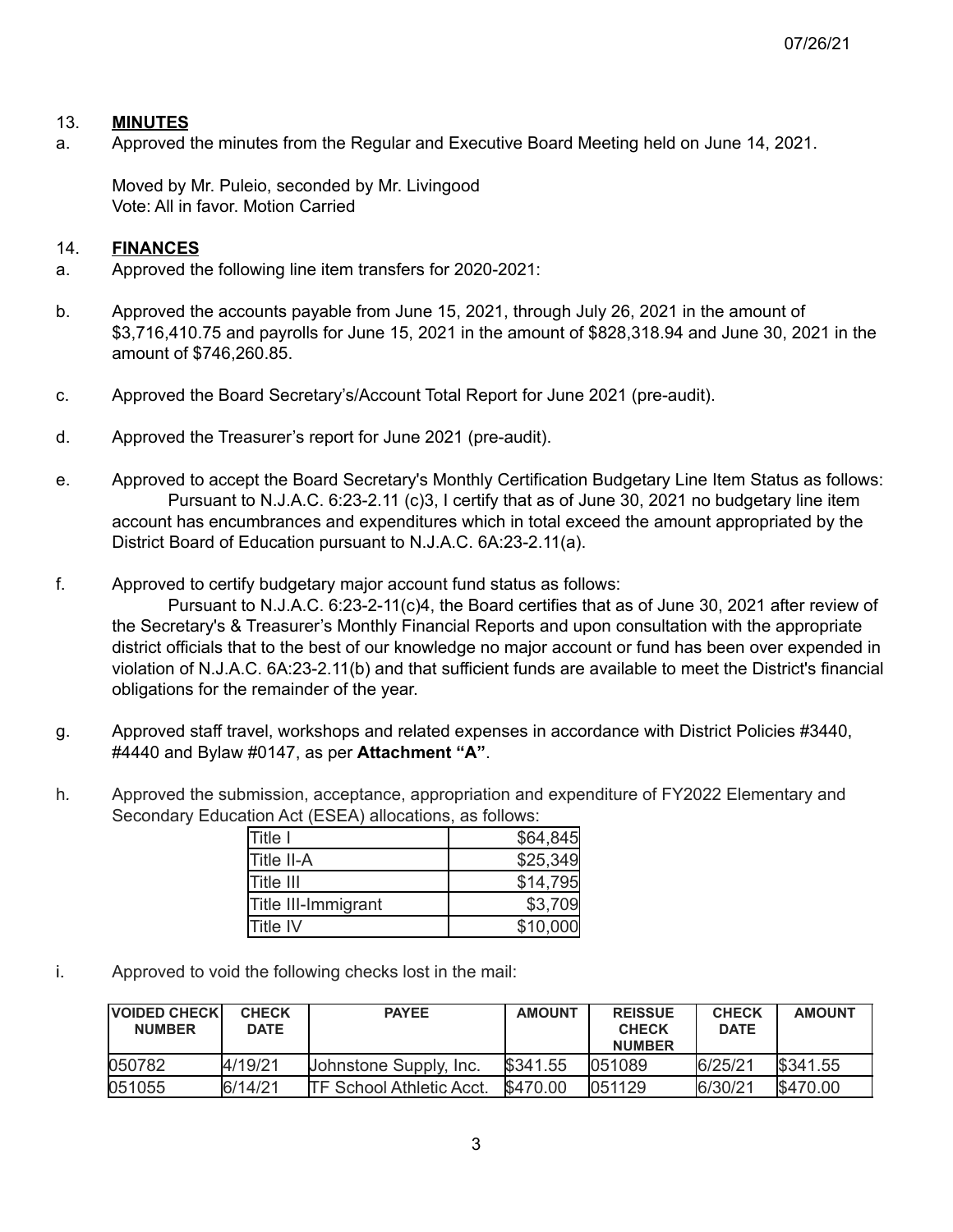07/26/21

13. **MINUTES**

a. Approved the minutes from the Regular and Executive Board Meeting held on June 14, 2021.

Moved by Mr. Puleio, seconded by Mr. Livingood
Vote: All in favor. Motion Carried

14. **FINANCES**

a. Approved the following line item transfers for 2020-2021:

b. Approved the accounts payable from June 15, 2021, through July 26, 2021 in the amount of $3,716,410.75 and payrolls for June 15, 2021 in the amount of $828,318.94 and June 30, 2021 in the amount of $746,260.85.

c. Approved the Board Secretary's/Account Total Report for June 2021 (pre-audit).

d. Approved the Treasurer's report for June 2021 (pre-audit).

e. Approved to accept the Board Secretary's Monthly Certification Budgetary Line Item Status as follows:
Pursuant to N.J.A.C. 6:23-2.11 (c)3, I certify that as of June 30, 2021 no budgetary line item account has encumbrances and expenditures which in total exceed the amount appropriated by the District Board of Education pursuant to N.J.A.C. 6A:23-2.11(a).

f. Approved to certify budgetary major account fund status as follows:
Pursuant to N.J.A.C. 6:23-2-11(c)4, the Board certifies that as of June 30, 2021 after review of the Secretary's & Treasurer's Monthly Financial Reports and upon consultation with the appropriate district officials that to the best of our knowledge no major account or fund has been over expended in violation of N.J.A.C. 6A:23-2.11(b) and that sufficient funds are available to meet the District's financial obligations for the remainder of the year.

g. Approved staff travel, workshops and related expenses in accordance with District Policies #3440, #4440 and Bylaw #0147, as per **Attachment "A"**.

h. Approved the submission, acceptance, appropriation and expenditure of FY2022 Elementary and Secondary Education Act (ESEA) allocations, as follows:

| | |
|---|---:|
| Title I | $64,845 |
| Title II-A | $25,349 |
| Title III | $14,795 |
| Title III-Immigrant | $3,709 |
| Title IV | $10,000 |

i. Approved to void the following checks lost in the mail:

| VOIDED CHECK NUMBER | CHECK DATE | PAYEE | AMOUNT | REISSUE CHECK NUMBER | CHECK DATE | AMOUNT |
|---|---|---|---|---|---|---|
| 050782 | 4/19/21 | Johnstone Supply, Inc. | $341.55 | 051089 | 6/25/21 | $341.55 |
| 051055 | 6/14/21 | TF School Athletic Acct. | $470.00 | 051129 | 6/30/21 | $470.00 |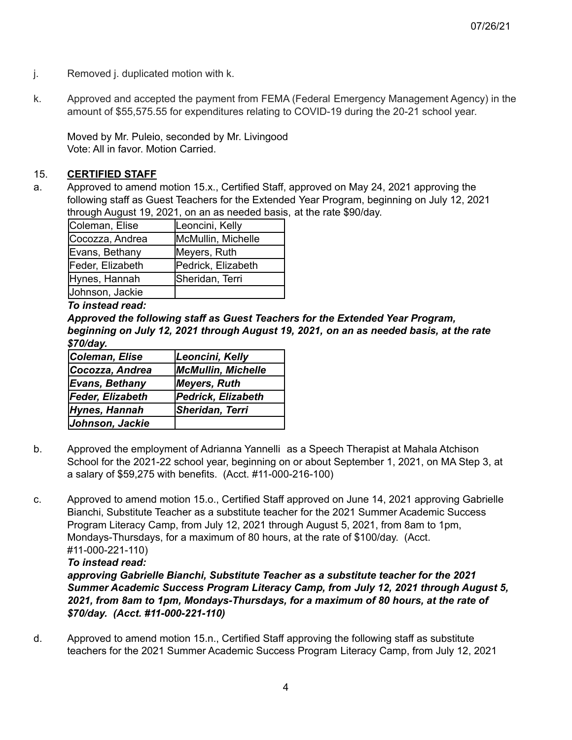j. Removed j. duplicated motion with k.

k. Approved and accepted the payment from FEMA (Federal Emergency Management Agency) in the amount of $55,575.55 for expenditures relating to COVID-19 during the 20-21 school year.

Moved by Mr. Puleio, seconded by Mr. Livingood
Vote: All in favor. Motion Carried.

## 15. **CERTIFIED STAFF**

a. Approved to amend motion 15.x., Certified Staff, approved on May 24, 2021 approving the following staff as Guest Teachers for the Extended Year Program, beginning on July 12, 2021 through August 19, 2021, on an as needed basis, at the rate $90/day.

| | |
|---|---|
| Coleman, Elise | Leoncini, Kelly |
| Cocozza, Andrea | McMullin, Michelle |
| Evans, Bethany | Meyers, Ruth |
| Feder, Elizabeth | Pedrick, Elizabeth |
| Hynes, Hannah | Sheridan, Terri |
| Johnson, Jackie | |

***To instead read:***

***Approved the following staff as Guest Teachers for the Extended Year Program, beginning on July 12, 2021 through August 19, 2021, on an as needed basis, at the rate $70/day.***

| | |
|---|---|
| ***Coleman, Elise*** | ***Leoncini, Kelly*** |
| ***Cocozza, Andrea*** | ***McMullin, Michelle*** |
| ***Evans, Bethany*** | ***Meyers, Ruth*** |
| ***Feder, Elizabeth*** | ***Pedrick, Elizabeth*** |
| ***Hynes, Hannah*** | ***Sheridan, Terri*** |
| ***Johnson, Jackie*** | |

b. Approved the employment of Adrianna Yannelli as a Speech Therapist at Mahala Atchison School for the 2021-22 school year, beginning on or about September 1, 2021, on MA Step 3, at a salary of $59,275 with benefits. (Acct. #11-000-216-100)

c. Approved to amend motion 15.o., Certified Staff approved on June 14, 2021 approving Gabrielle Bianchi, Substitute Teacher as a substitute teacher for the 2021 Summer Academic Success Program Literacy Camp, from July 12, 2021 through August 5, 2021, from 8am to 1pm, Mondays-Thursdays, for a maximum of 80 hours, at the rate of $100/day. (Acct. #11-000-221-110)

***To instead read:***

***approving Gabrielle Bianchi, Substitute Teacher as a substitute teacher for the 2021 Summer Academic Success Program Literacy Camp, from July 12, 2021 through August 5, 2021, from 8am to 1pm, Mondays-Thursdays, for a maximum of 80 hours, at the rate of $70/day. (Acct. #11-000-221-110)***

d. Approved to amend motion 15.n., Certified Staff approving the following staff as substitute teachers for the 2021 Summer Academic Success Program Literacy Camp, from July 12, 2021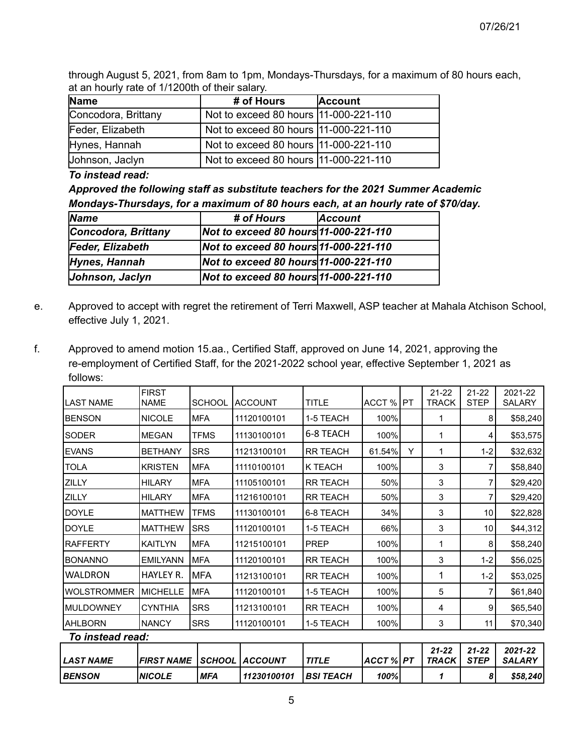through August 5, 2021, from 8am to 1pm, Mondays-Thursdays, for a maximum of 80 hours each, at an hourly rate of 1/1200th of their salary.

| Name | # of Hours | Account |
|---|---|---|
| Concodora, Brittany | Not to exceed 80 hours | 11-000-221-110 |
| Feder, Elizabeth | Not to exceed 80 hours | 11-000-221-110 |
| Hynes, Hannah | Not to exceed 80 hours | 11-000-221-110 |
| Johnson, Jaclyn | Not to exceed 80 hours | 11-000-221-110 |

***To instead read:***

***Approved the following staff as substitute teachers for the 2021 Summer Academic Mondays-Thursdays, for a maximum of 80 hours each, at an hourly rate of $70/day.***

| *Name* | *# of Hours* | *Account* |
|---|---|---|
| ***Concodora, Brittany*** | ***Not to exceed 80 hours*** | ***11-000-221-110*** |
| ***Feder, Elizabeth*** | ***Not to exceed 80 hours*** | ***11-000-221-110*** |
| ***Hynes, Hannah*** | ***Not to exceed 80 hours*** | ***11-000-221-110*** |
| ***Johnson, Jaclyn*** | ***Not to exceed 80 hours*** | ***11-000-221-110*** |

e. Approved to accept with regret the retirement of Terri Maxwell, ASP teacher at Mahala Atchison School, effective July 1, 2021.

f. Approved to amend motion 15.aa., Certified Staff, approved on June 14, 2021, approving the re-employment of Certified Staff, for the 2021-2022 school year, effective September 1, 2021 as follows:

| LAST NAME | FIRST NAME | SCHOOL | ACCOUNT | TITLE | ACCT % | PT | 21-22 TRACK | 21-22 STEP | 2021-22 SALARY |
|---|---|---|---|---|---|---|---|---|---|
| BENSON | NICOLE | MFA | 11120100101 | 1-5 TEACH | 100% | | 1 | 8 | $58,240 |
| SODER | MEGAN | TFMS | 11130100101 | 6-8 TEACH | 100% | | 1 | 4 | $53,575 |
| EVANS | BETHANY | SRS | 11213100101 | RR TEACH | 61.54% | Y | 1 | 1-2 | $32,632 |
| TOLA | KRISTEN | MFA | 11110100101 | K TEACH | 100% | | 3 | 7 | $58,840 |
| ZILLY | HILARY | MFA | 11105100101 | RR TEACH | 50% | | 3 | 7 | $29,420 |
| ZILLY | HILARY | MFA | 11216100101 | RR TEACH | 50% | | 3 | 7 | $29,420 |
| DOYLE | MATTHEW | TFMS | 11130100101 | 6-8 TEACH | 34% | | 3 | 10 | $22,828 |
| DOYLE | MATTHEW | SRS | 11120100101 | 1-5 TEACH | 66% | | 3 | 10 | $44,312 |
| RAFFERTY | KAITLYN | MFA | 11215100101 | PREP | 100% | | 1 | 8 | $58,240 |
| BONANNO | EMILYANN | MFA | 11120100101 | RR TEACH | 100% | | 3 | 1-2 | $56,025 |
| WALDRON | HAYLEY R. | MFA | 11213100101 | RR TEACH | 100% | | 1 | 1-2 | $53,025 |
| WOLSTROMMER | MICHELLE | MFA | 11120100101 | 1-5 TEACH | 100% | | 5 | 7 | $61,840 |
| MULDOWNEY | CYNTHIA | SRS | 11213100101 | RR TEACH | 100% | | 4 | 9 | $65,540 |
| AHLBORN | NANCY | SRS | 11120100101 | 1-5 TEACH | 100% | | 3 | 11 | $70,340 |

***To instead read:***

| *LAST NAME* | *FIRST NAME* | *SCHOOL* | *ACCOUNT* | *TITLE* | *ACCT %* | *PT* | *21-22 TRACK* | *21-22 STEP* | *2021-22 SALARY* |
|---|---|---|---|---|---|---|---|---|---|
| ***BENSON*** | ***NICOLE*** | ***MFA*** | ***11230100101*** | ***BSI TEACH*** | ***100%*** | | ***1*** | ***8*** | ***$58,240*** |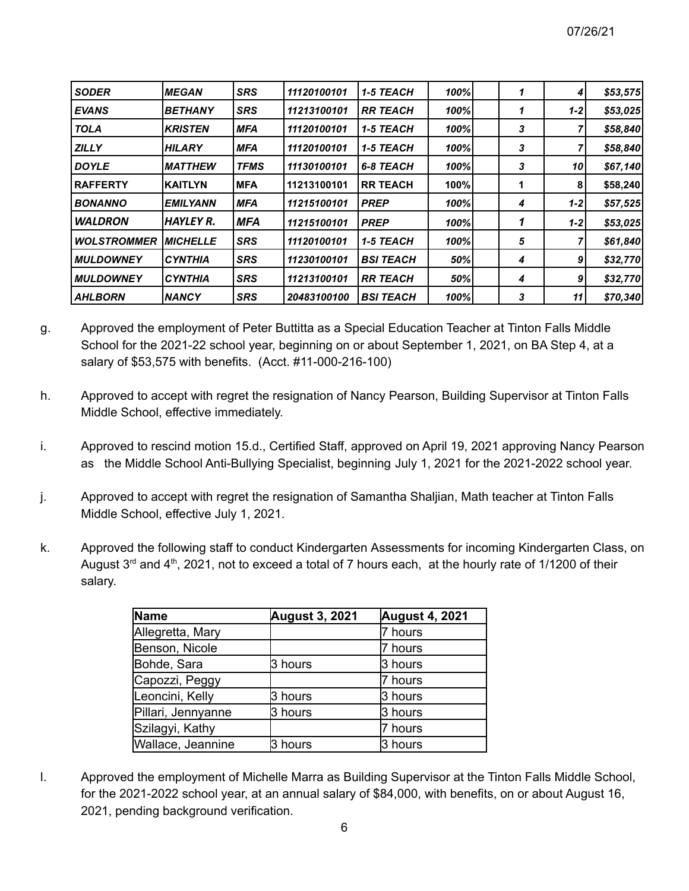| | | | | | | | | | |
|---|---|---|---|---|---|---|---|---|---|
| ***SODER*** | ***MEGAN*** | ***SRS*** | ***11120100101*** | ***1-5 TEACH*** | ***100%*** | | ***1*** | ***4*** | ***$53,575*** |
| ***EVANS*** | ***BETHANY*** | ***SRS*** | ***11213100101*** | ***RR TEACH*** | ***100%*** | | ***1*** | ***1-2*** | ***$53,025*** |
| ***TOLA*** | ***KRISTEN*** | ***MFA*** | ***11120100101*** | ***1-5 TEACH*** | ***100%*** | | ***3*** | ***7*** | ***$58,840*** |
| ***ZILLY*** | ***HILARY*** | ***MFA*** | ***11120100101*** | ***1-5 TEACH*** | ***100%*** | | ***3*** | ***7*** | ***$58,840*** |
| ***DOYLE*** | ***MATTHEW*** | ***TFMS*** | ***11130100101*** | ***6-8 TEACH*** | ***100%*** | | ***3*** | ***10*** | ***$67,140*** |
| **RAFFERTY** | **KAITLYN** | **MFA** | **11213100101** | **RR TEACH** | **100%** | | **1** | **8** | **$58,240** |
| ***BONANNO*** | ***EMILYANN*** | ***MFA*** | ***11215100101*** | ***PREP*** | ***100%*** | | ***4*** | ***1-2*** | ***$57,525*** |
| ***WALDRON*** | ***HAYLEY R.*** | ***MFA*** | ***11215100101*** | ***PREP*** | ***100%*** | | ***1*** | ***1-2*** | ***$53,025*** |
| ***WOLSTROMMER*** | ***MICHELLE*** | ***SRS*** | ***11120100101*** | ***1-5 TEACH*** | ***100%*** | | ***5*** | ***7*** | ***$61,840*** |
| ***MULDOWNEY*** | ***CYNTHIA*** | ***SRS*** | ***11230100101*** | ***BSI TEACH*** | ***50%*** | | ***4*** | ***9*** | ***$32,770*** |
| ***MULDOWNEY*** | ***CYNTHIA*** | ***SRS*** | ***11213100101*** | ***RR TEACH*** | ***50%*** | | ***4*** | ***9*** | ***$32,770*** |
| ***AHLBORN*** | ***NANCY*** | ***SRS*** | ***20483100100*** | ***BSI TEACH*** | ***100%*** | | ***3*** | ***11*** | ***$70,340*** |

g. Approved the employment of Peter Buttitta as a Special Education Teacher at Tinton Falls Middle School for the 2021-22 school year, beginning on or about September 1, 2021, on BA Step 4, at a salary of $53,575 with benefits. (Acct. #11-000-216-100)

h. Approved to accept with regret the resignation of Nancy Pearson, Building Supervisor at Tinton Falls Middle School, effective immediately.

i. Approved to rescind motion 15.d., Certified Staff, approved on April 19, 2021 approving Nancy Pearson as the Middle School Anti-Bullying Specialist, beginning July 1, 2021 for the 2021-2022 school year.

j. Approved to accept with regret the resignation of Samantha Shaljian, Math teacher at Tinton Falls Middle School, effective July 1, 2021.

k. Approved the following staff to conduct Kindergarten Assessments for incoming Kindergarten Class, on August 3rd and 4th, 2021, not to exceed a total of 7 hours each, at the hourly rate of 1/1200 of their salary.

| Name | August 3, 2021 | August 4, 2021 |
|---|---|---|
| Allegretta, Mary | | 7 hours |
| Benson, Nicole | | 7 hours |
| Bohde, Sara | 3 hours | 3 hours |
| Capozzi, Peggy | | 7 hours |
| Leoncini, Kelly | 3 hours | 3 hours |
| Pillari, Jennyanne | 3 hours | 3 hours |
| Szilagyi, Kathy | | 7 hours |
| Wallace, Jeannine | 3 hours | 3 hours |

l. Approved the employment of Michelle Marra as Building Supervisor at the Tinton Falls Middle School, for the 2021-2022 school year, at an annual salary of $84,000, with benefits, on or about August 16, 2021, pending background verification.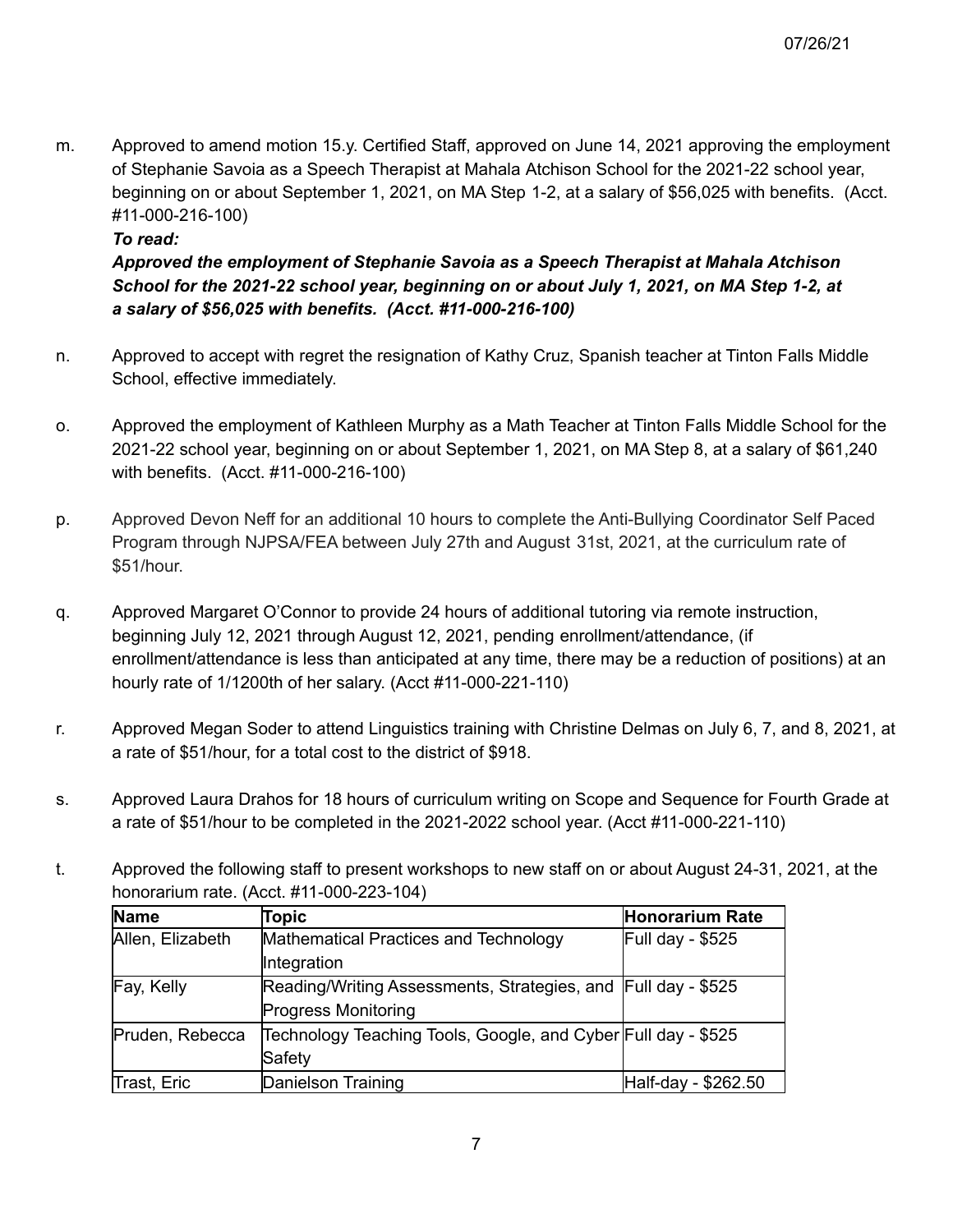m. Approved to amend motion 15.y. Certified Staff, approved on June 14, 2021 approving the employment of Stephanie Savoia as a Speech Therapist at Mahala Atchison School for the 2021-22 school year, beginning on or about September 1, 2021, on MA Step 1-2, at a salary of $56,025 with benefits. (Acct. #11-000-216-100)

   ***To read:***

   ***Approved the employment of Stephanie Savoia as a Speech Therapist at Mahala Atchison School for the 2021-22 school year, beginning on or about July 1, 2021, on MA Step 1-2, at a salary of $56,025 with benefits. (Acct. #11-000-216-100)***

n. Approved to accept with regret the resignation of Kathy Cruz, Spanish teacher at Tinton Falls Middle School, effective immediately.

o. Approved the employment of Kathleen Murphy as a Math Teacher at Tinton Falls Middle School for the 2021-22 school year, beginning on or about September 1, 2021, on MA Step 8, at a salary of $61,240 with benefits. (Acct. #11-000-216-100)

p. Approved Devon Neff for an additional 10 hours to complete the Anti-Bullying Coordinator Self Paced Program through NJPSA/FEA between July 27th and August 31st, 2021, at the curriculum rate of $51/hour.

q. Approved Margaret O'Connor to provide 24 hours of additional tutoring via remote instruction, beginning July 12, 2021 through August 12, 2021, pending enrollment/attendance, (if enrollment/attendance is less than anticipated at any time, there may be a reduction of positions) at an hourly rate of 1/1200th of her salary. (Acct #11-000-221-110)

r. Approved Megan Soder to attend Linguistics training with Christine Delmas on July 6, 7, and 8, 2021, at a rate of $51/hour, for a total cost to the district of $918.

s. Approved Laura Drahos for 18 hours of curriculum writing on Scope and Sequence for Fourth Grade at a rate of $51/hour to be completed in the 2021-2022 school year. (Acct #11-000-221-110)

t. Approved the following staff to present workshops to new staff on or about August 24-31, 2021, at the honorarium rate. (Acct. #11-000-223-104)

| Name | Topic | Honorarium Rate |
|---|---|---|
| Allen, Elizabeth | Mathematical Practices and Technology Integration | Full day - $525 |
| Fay, Kelly | Reading/Writing Assessments, Strategies, and Progress Monitoring | Full day - $525 |
| Pruden, Rebecca | Technology Teaching Tools, Google, and Cyber Safety | Full day - $525 |
| Trast, Eric | Danielson Training | Half-day - $262.50 |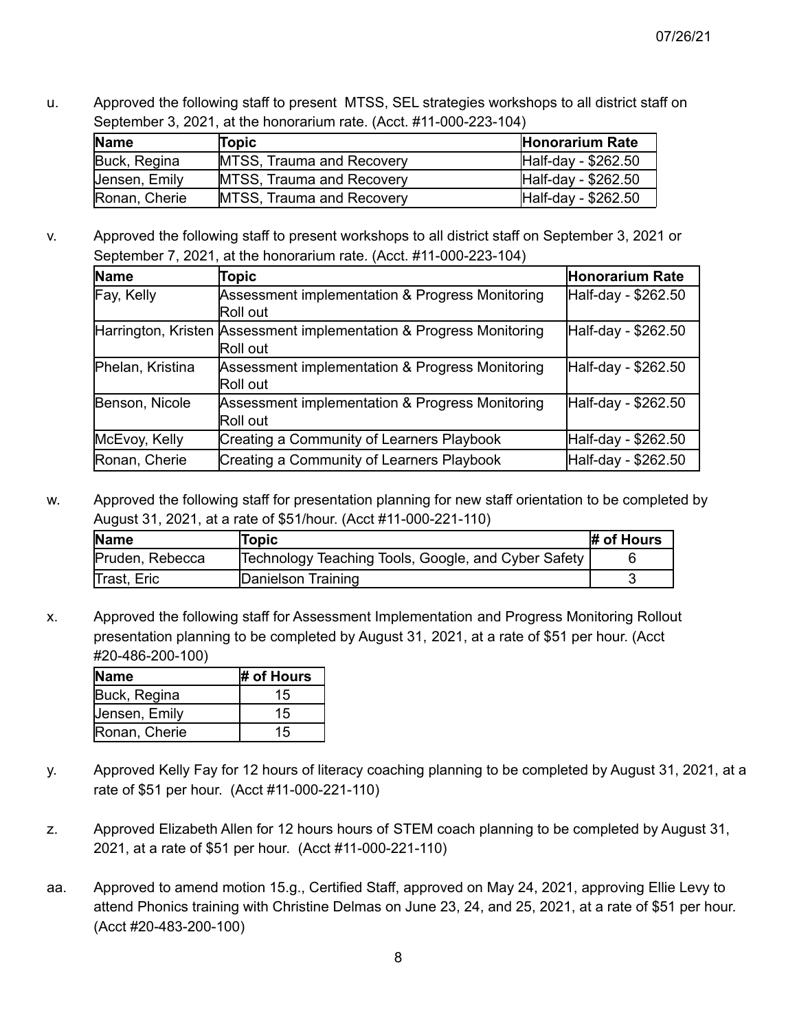u. Approved the following staff to present MTSS, SEL strategies workshops to all district staff on September 3, 2021, at the honorarium rate. (Acct. #11-000-223-104)

| Name | Topic | Honorarium Rate |
|---|---|---|
| Buck, Regina | MTSS, Trauma and Recovery | Half-day - $262.50 |
| Jensen, Emily | MTSS, Trauma and Recovery | Half-day - $262.50 |
| Ronan, Cherie | MTSS, Trauma and Recovery | Half-day - $262.50 |

v. Approved the following staff to present workshops to all district staff on September 3, 2021 or September 7, 2021, at the honorarium rate. (Acct. #11-000-223-104)

| Name | Topic | Honorarium Rate |
|---|---|---|
| Fay, Kelly | Assessment implementation & Progress Monitoring Roll out | Half-day - $262.50 |
| Harrington, Kristen | Assessment implementation & Progress Monitoring Roll out | Half-day - $262.50 |
| Phelan, Kristina | Assessment implementation & Progress Monitoring Roll out | Half-day - $262.50 |
| Benson, Nicole | Assessment implementation & Progress Monitoring Roll out | Half-day - $262.50 |
| McEvoy, Kelly | Creating a Community of Learners Playbook | Half-day - $262.50 |
| Ronan, Cherie | Creating a Community of Learners Playbook | Half-day - $262.50 |

w. Approved the following staff for presentation planning for new staff orientation to be completed by August 31, 2021, at a rate of $51/hour. (Acct #11-000-221-110)

| Name | Topic | # of Hours |
|---|---|---|
| Pruden, Rebecca | Technology Teaching Tools, Google, and Cyber Safety | 6 |
| Trast, Eric | Danielson Training | 3 |

x. Approved the following staff for Assessment Implementation and Progress Monitoring Rollout presentation planning to be completed by August 31, 2021, at a rate of $51 per hour. (Acct #20-486-200-100)

| Name | # of Hours |
|---|---|
| Buck, Regina | 15 |
| Jensen, Emily | 15 |
| Ronan, Cherie | 15 |

y. Approved Kelly Fay for 12 hours of literacy coaching planning to be completed by August 31, 2021, at a rate of $51 per hour. (Acct #11-000-221-110)

z. Approved Elizabeth Allen for 12 hours hours of STEM coach planning to be completed by August 31, 2021, at a rate of $51 per hour. (Acct #11-000-221-110)

aa. Approved to amend motion 15.g., Certified Staff, approved on May 24, 2021, approving Ellie Levy to attend Phonics training with Christine Delmas on June 23, 24, and 25, 2021, at a rate of $51 per hour. (Acct #20-483-200-100)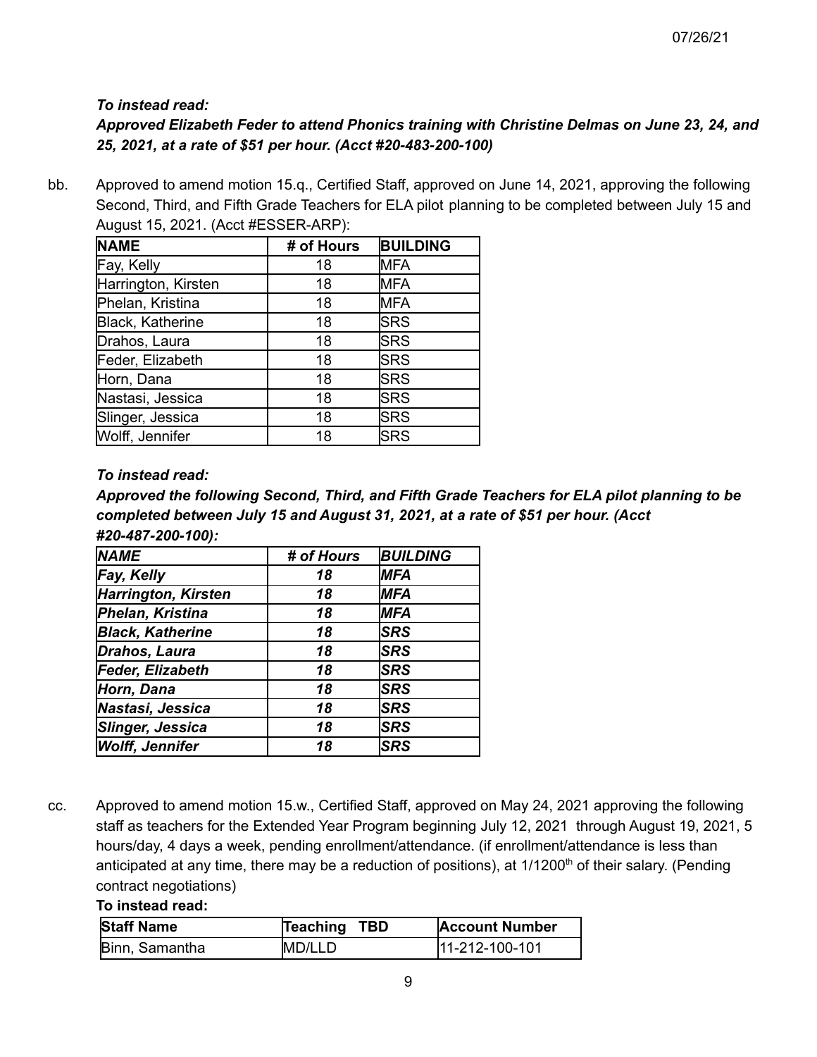07/26/21

***To instead read:***
***Approved Elizabeth Feder to attend Phonics training with Christine Delmas on June 23, 24, and 25, 2021, at a rate of $51 per hour. (Acct #20-483-200-100)***

bb. Approved to amend motion 15.q., Certified Staff, approved on June 14, 2021, approving the following Second, Third, and Fifth Grade Teachers for ELA pilot planning to be completed between July 15 and August 15, 2021. (Acct #ESSER-ARP):

| NAME | # of Hours | BUILDING |
|---|---|---|
| Fay, Kelly | 18 | MFA |
| Harrington, Kirsten | 18 | MFA |
| Phelan, Kristina | 18 | MFA |
| Black, Katherine | 18 | SRS |
| Drahos, Laura | 18 | SRS |
| Feder, Elizabeth | 18 | SRS |
| Horn, Dana | 18 | SRS |
| Nastasi, Jessica | 18 | SRS |
| Slinger, Jessica | 18 | SRS |
| Wolff, Jennifer | 18 | SRS |

***To instead read:***
***Approved the following Second, Third, and Fifth Grade Teachers for ELA pilot planning to be completed between July 15 and August 31, 2021, at a rate of $51 per hour. (Acct #20-487-200-100):***

| ***NAME*** | ***# of Hours*** | ***BUILDING*** |
|---|---|---|
| ***Fay, Kelly*** | ***18*** | ***MFA*** |
| ***Harrington, Kirsten*** | ***18*** | ***MFA*** |
| ***Phelan, Kristina*** | ***18*** | ***MFA*** |
| ***Black, Katherine*** | ***18*** | ***SRS*** |
| ***Drahos, Laura*** | ***18*** | ***SRS*** |
| ***Feder, Elizabeth*** | ***18*** | ***SRS*** |
| ***Horn, Dana*** | ***18*** | ***SRS*** |
| ***Nastasi, Jessica*** | ***18*** | ***SRS*** |
| ***Slinger, Jessica*** | ***18*** | ***SRS*** |
| ***Wolff, Jennifer*** | ***18*** | ***SRS*** |

cc. Approved to amend motion 15.w., Certified Staff, approved on May 24, 2021 approving the following staff as teachers for the Extended Year Program beginning July 12, 2021 through August 19, 2021, 5 hours/day, 4 days a week, pending enrollment/attendance. (if enrollment/attendance is less than anticipated at any time, there may be a reduction of positions), at 1/1200th of their salary. (Pending contract negotiations)

**To instead read:**

| Staff Name | Teaching TBD | Account Number |
|---|---|---|
| Binn, Samantha | MD/LLD | 11-212-100-101 |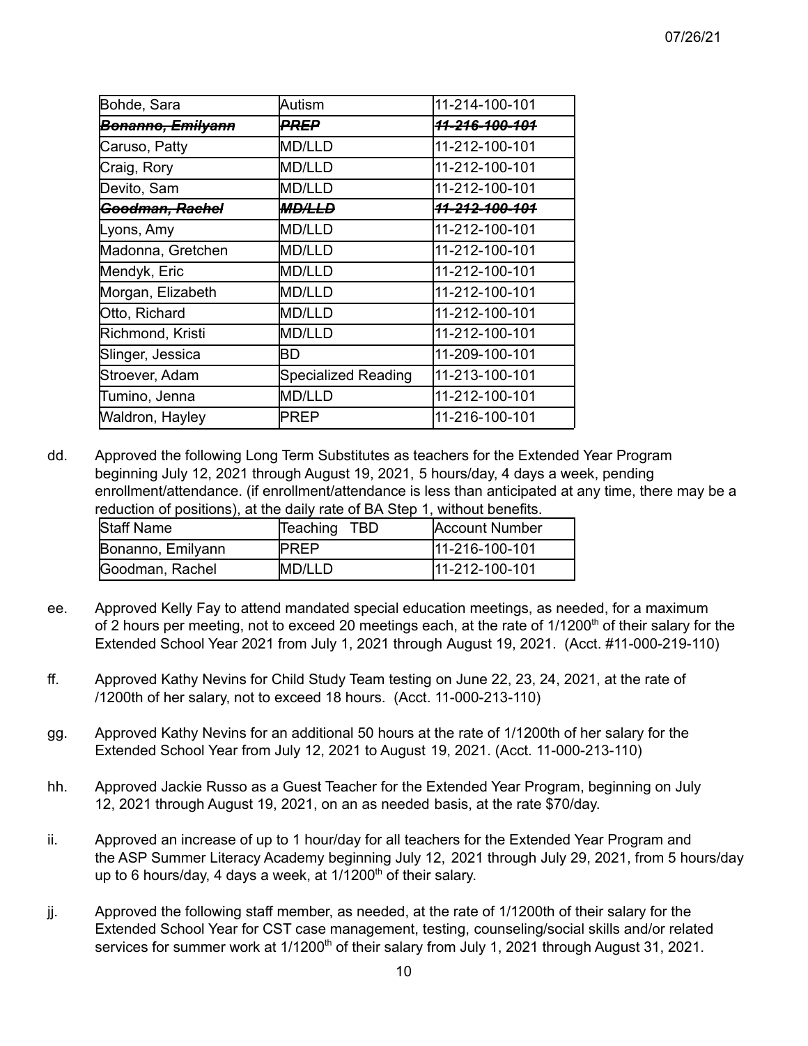| | | |
|---|---|---|
| Bohde, Sara | Autism | 11-214-100-101 |
| ~~***Bonanno, Emilyann***~~ | ~~***PREP***~~ | ~~***11-216-100-101***~~ |
| Caruso, Patty | MD/LLD | 11-212-100-101 |
| Craig, Rory | MD/LLD | 11-212-100-101 |
| Devito, Sam | MD/LLD | 11-212-100-101 |
| ~~***Goodman, Rachel***~~ | ~~***MD/LLD***~~ | ~~***11-212-100-101***~~ |
| Lyons, Amy | MD/LLD | 11-212-100-101 |
| Madonna, Gretchen | MD/LLD | 11-212-100-101 |
| Mendyk, Eric | MD/LLD | 11-212-100-101 |
| Morgan, Elizabeth | MD/LLD | 11-212-100-101 |
| Otto, Richard | MD/LLD | 11-212-100-101 |
| Richmond, Kristi | MD/LLD | 11-212-100-101 |
| Slinger, Jessica | BD | 11-209-100-101 |
| Stroever, Adam | Specialized Reading | 11-213-100-101 |
| Tumino, Jenna | MD/LLD | 11-212-100-101 |
| Waldron, Hayley | PREP | 11-216-100-101 |

dd. Approved the following Long Term Substitutes as teachers for the Extended Year Program beginning July 12, 2021 through August 19, 2021, 5 hours/day, 4 days a week, pending enrollment/attendance. (if enrollment/attendance is less than anticipated at any time, there may be a reduction of positions), at the daily rate of BA Step 1, without benefits.

| Staff Name | Teaching TBD | Account Number |
|---|---|---|
| Bonanno, Emilyann | PREP | 11-216-100-101 |
| Goodman, Rachel | MD/LLD | 11-212-100-101 |

ee. Approved Kelly Fay to attend mandated special education meetings, as needed, for a maximum of 2 hours per meeting, not to exceed 20 meetings each, at the rate of 1/1200th of their salary for the Extended School Year 2021 from July 1, 2021 through August 19, 2021. (Acct. #11-000-219-110)

ff. Approved Kathy Nevins for Child Study Team testing on June 22, 23, 24, 2021, at the rate of /1200th of her salary, not to exceed 18 hours. (Acct. 11-000-213-110)

gg. Approved Kathy Nevins for an additional 50 hours at the rate of 1/1200th of her salary for the Extended School Year from July 12, 2021 to August 19, 2021. (Acct. 11-000-213-110)

hh. Approved Jackie Russo as a Guest Teacher for the Extended Year Program, beginning on July 12, 2021 through August 19, 2021, on an as needed basis, at the rate $70/day.

ii. Approved an increase of up to 1 hour/day for all teachers for the Extended Year Program and the ASP Summer Literacy Academy beginning July 12, 2021 through July 29, 2021, from 5 hours/day up to 6 hours/day, 4 days a week, at 1/1200th of their salary.

jj. Approved the following staff member, as needed, at the rate of 1/1200th of their salary for the Extended School Year for CST case management, testing, counseling/social skills and/or related services for summer work at 1/1200th of their salary from July 1, 2021 through August 31, 2021.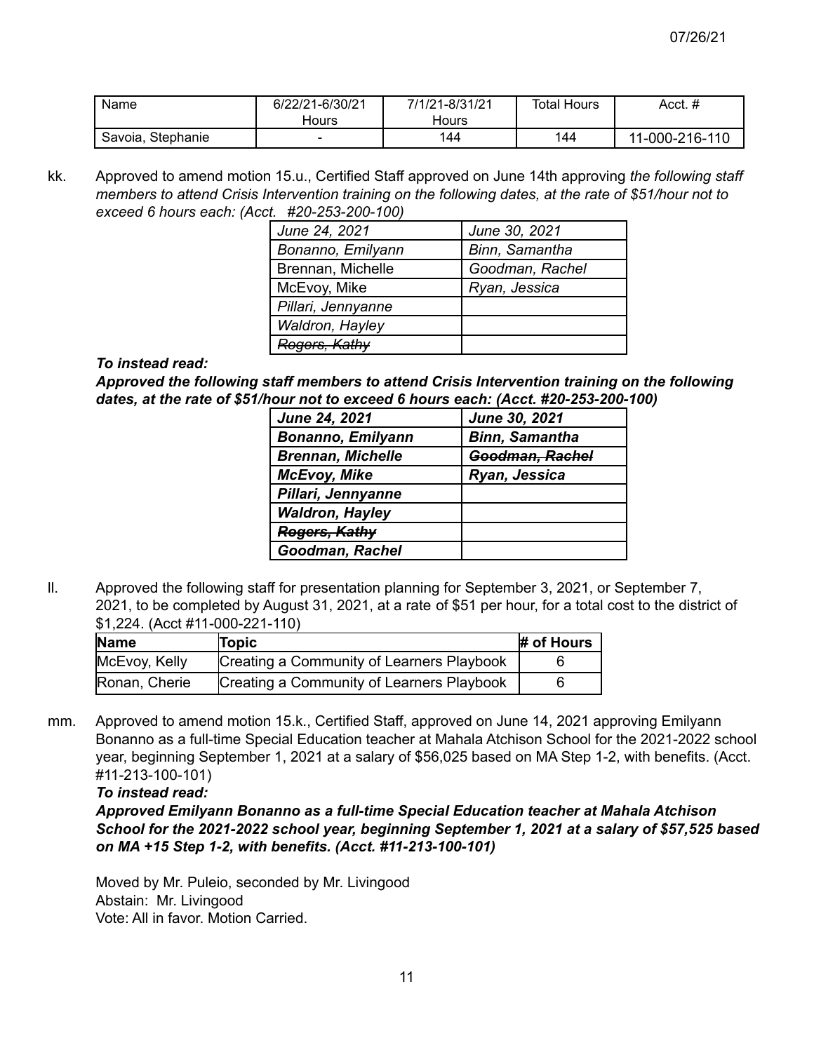07/26/21

| Name | 6/22/21-6/30/21 Hours | 7/1/21-8/31/21 Hours | Total Hours | Acct. # |
|---|---|---|---|---|
| Savoia, Stephanie | - | 144 | 144 | 11-000-216-110 |

kk. Approved to amend motion 15.u., Certified Staff approved on June 14th approving *the following staff members to attend Crisis Intervention training on the following dates, at the rate of $51/hour not to exceed 6 hours each: (Acct. #20-253-200-100)*

| *June 24, 2021* | *June 30, 2021* |
|---|---|
| *Bonanno, Emilyann* | *Binn, Samantha* |
| Brennan, Michelle | *Goodman, Rachel* |
| McEvoy, Mike | *Ryan, Jessica* |
| *Pillari, Jennyanne* | |
| *Waldron, Hayley* | |
| ~~*Rogers, Kathy*~~ | |

***To instead read:***

***Approved the following staff members to attend Crisis Intervention training on the following dates, at the rate of $51/hour not to exceed 6 hours each: (Acct. #20-253-200-100)***

| ***June 24, 2021*** | ***June 30, 2021*** |
|---|---|
| ***Bonanno, Emilyann*** | ***Binn, Samantha*** |
| ***Brennan, Michelle*** | ~~***Goodman, Rachel***~~ |
| ***McEvoy, Mike*** | ***Ryan, Jessica*** |
| ***Pillari, Jennyanne*** | |
| ***Waldron, Hayley*** | |
| ~~***Rogers, Kathy***~~ | |
| ***Goodman, Rachel*** | |

ll. Approved the following staff for presentation planning for September 3, 2021, or September 7, 2021, to be completed by August 31, 2021, at a rate of $51 per hour, for a total cost to the district of $1,224. (Acct #11-000-221-110)

| Name | Topic | # of Hours |
|---|---|---|
| McEvoy, Kelly | Creating a Community of Learners Playbook | 6 |
| Ronan, Cherie | Creating a Community of Learners Playbook | 6 |

mm. Approved to amend motion 15.k., Certified Staff, approved on June 14, 2021 approving Emilyann Bonanno as a full-time Special Education teacher at Mahala Atchison School for the 2021-2022 school year, beginning September 1, 2021 at a salary of $56,025 based on MA Step 1-2, with benefits. (Acct. #11-213-100-101)

***To instead read:***

***Approved Emilyann Bonanno as a full-time Special Education teacher at Mahala Atchison School for the 2021-2022 school year, beginning September 1, 2021 at a salary of $57,525 based on MA +15 Step 1-2, with benefits. (Acct. #11-213-100-101)***

Moved by Mr. Puleio, seconded by Mr. Livingood
Abstain: Mr. Livingood
Vote: All in favor. Motion Carried.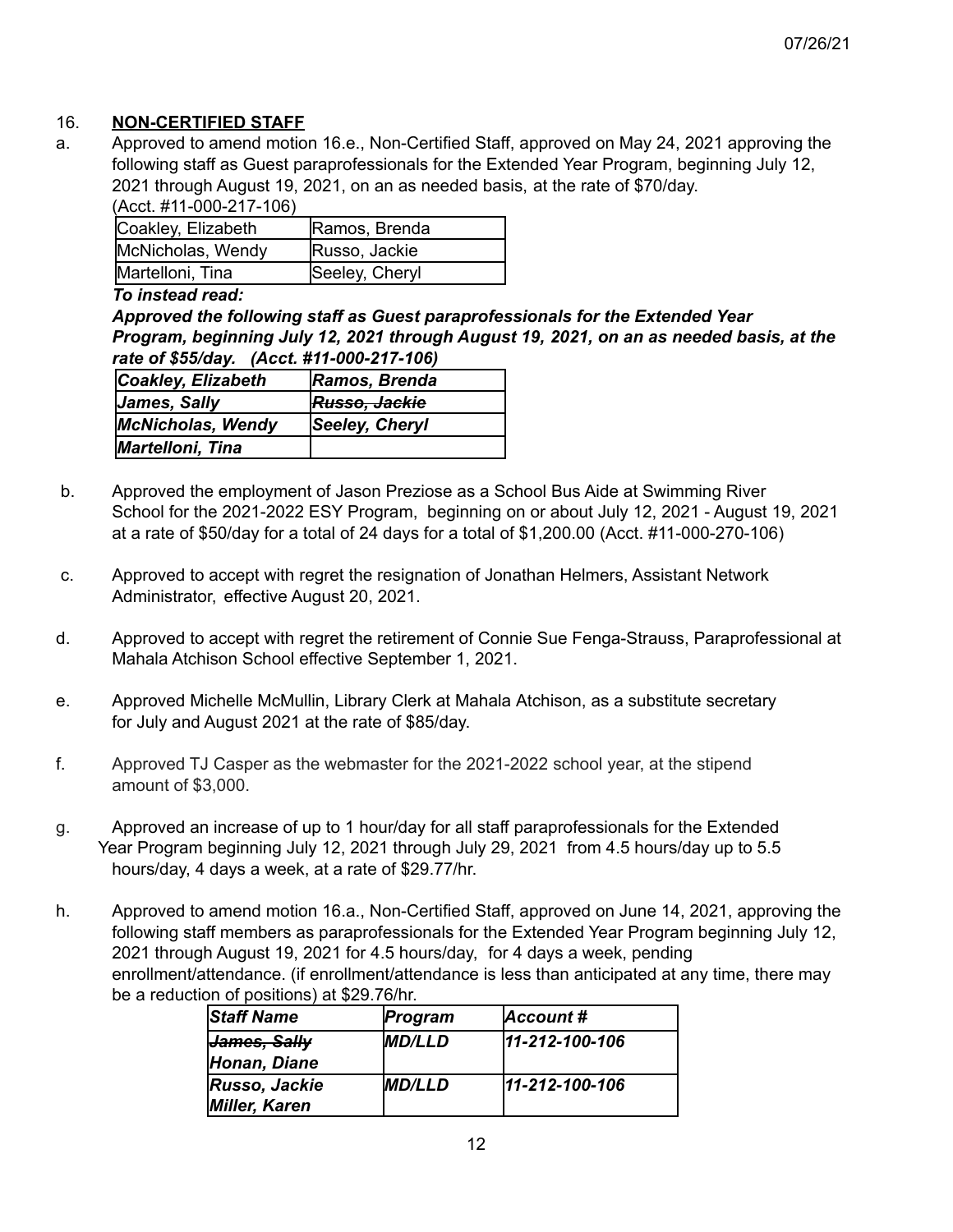07/26/21

## 16. **NON-CERTIFIED STAFF**

a. Approved to amend motion 16.e., Non-Certified Staff, approved on May 24, 2021 approving the following staff as Guest paraprofessionals for the Extended Year Program, beginning July 12, 2021 through August 19, 2021, on an as needed basis, at the rate of $70/day. (Acct. #11-000-217-106)

| | |
|---|---|
| Coakley, Elizabeth | Ramos, Brenda |
| McNicholas, Wendy | Russo, Jackie |
| Martelloni, Tina | Seeley, Cheryl |

***To instead read:***

***Approved the following staff as Guest paraprofessionals for the Extended Year Program, beginning July 12, 2021 through August 19, 2021, on an as needed basis, at the rate of $55/day. (Acct. #11-000-217-106)***

| | |
|---|---|
| ***Coakley, Elizabeth*** | ***Ramos, Brenda*** |
| ***James, Sally*** | ***~~Russo, Jackie~~*** |
| ***McNicholas, Wendy*** | ***Seeley, Cheryl*** |
| ***Martelloni, Tina*** | |

b. Approved the employment of Jason Preziose as a School Bus Aide at Swimming River School for the 2021-2022 ESY Program, beginning on or about July 12, 2021 - August 19, 2021 at a rate of $50/day for a total of 24 days for a total of $1,200.00 (Acct. #11-000-270-106)

c. Approved to accept with regret the resignation of Jonathan Helmers, Assistant Network Administrator, effective August 20, 2021.

d. Approved to accept with regret the retirement of Connie Sue Fenga-Strauss, Paraprofessional at Mahala Atchison School effective September 1, 2021.

e. Approved Michelle McMullin, Library Clerk at Mahala Atchison, as a substitute secretary for July and August 2021 at the rate of $85/day.

f. Approved TJ Casper as the webmaster for the 2021-2022 school year, at the stipend amount of $3,000.

g. Approved an increase of up to 1 hour/day for all staff paraprofessionals for the Extended Year Program beginning July 12, 2021 through July 29, 2021 from 4.5 hours/day up to 5.5 hours/day, 4 days a week, at a rate of $29.77/hr.

h. Approved to amend motion 16.a., Non-Certified Staff, approved on June 14, 2021, approving the following staff members as paraprofessionals for the Extended Year Program beginning July 12, 2021 through August 19, 2021 for 4.5 hours/day, for 4 days a week, pending enrollment/attendance. (if enrollment/attendance is less than anticipated at any time, there may be a reduction of positions) at $29.76/hr.

| ***Staff Name*** | ***Program*** | ***Account #*** |
|---|---|---|
| ***~~James, Sally~~*** ***Honan, Diane*** | ***MD/LLD*** | ***11-212-100-106*** |
| ***Russo, Jackie*** ***Miller, Karen*** | ***MD/LLD*** | ***11-212-100-106*** |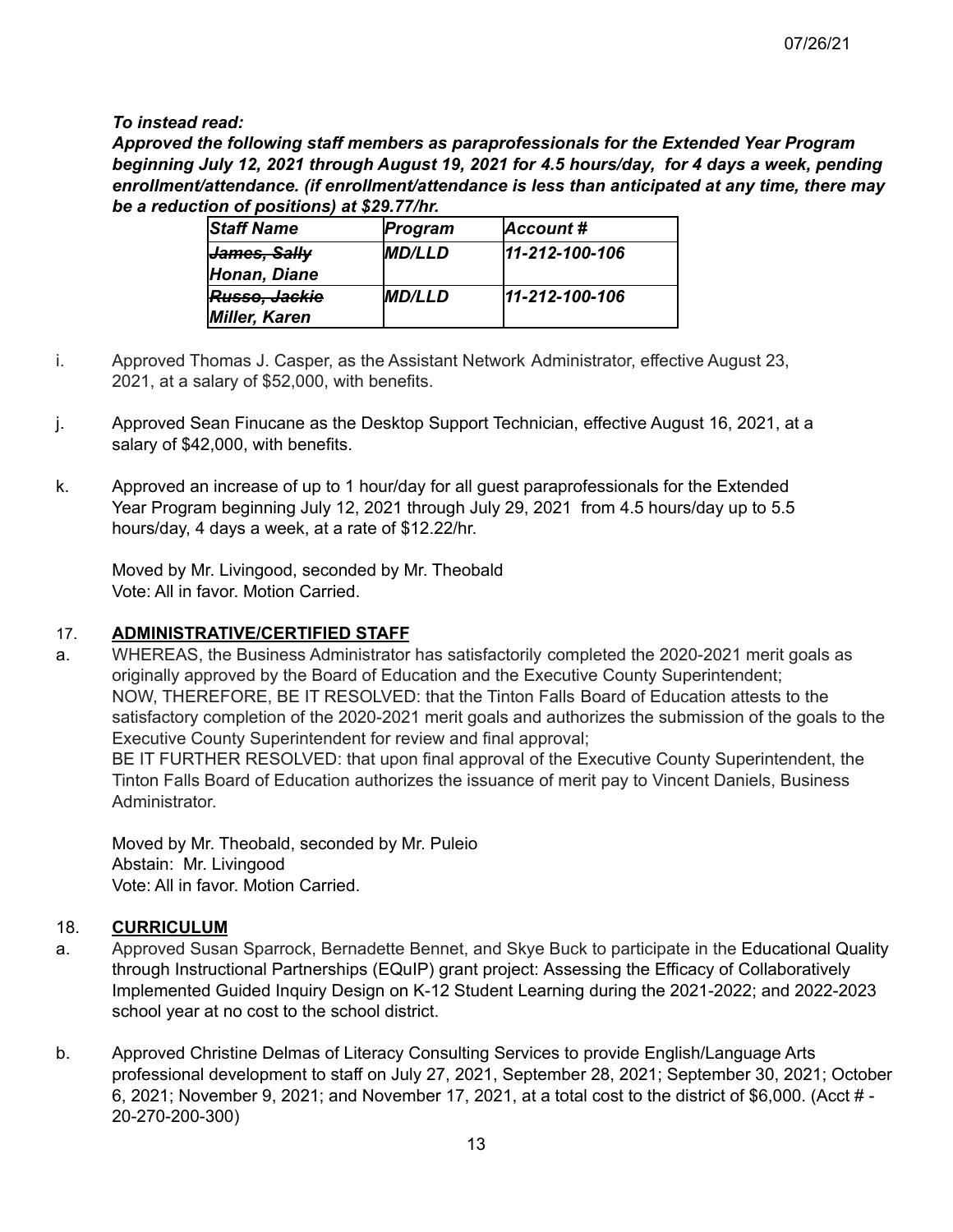***To instead read:***

***Approved the following staff members as paraprofessionals for the Extended Year Program beginning July 12, 2021 through August 19, 2021 for 4.5 hours/day, for 4 days a week, pending enrollment/attendance. (if enrollment/attendance is less than anticipated at any time, there may be a reduction of positions) at $29.77/hr.***

| *Staff Name* | *Program* | *Account #* |
|---|---|---|
| *~~James, Sally~~* *Honan, Diane* | *MD/LLD* | *11-212-100-106* |
| *~~Russo, Jackie~~* *Miller, Karen* | *MD/LLD* | *11-212-100-106* |

i. Approved Thomas J. Casper, as the Assistant Network Administrator, effective August 23, 2021, at a salary of $52,000, with benefits.

j. Approved Sean Finucane as the Desktop Support Technician, effective August 16, 2021, at a salary of $42,000, with benefits.

k. Approved an increase of up to 1 hour/day for all guest paraprofessionals for the Extended Year Program beginning July 12, 2021 through July 29, 2021 from 4.5 hours/day up to 5.5 hours/day, 4 days a week, at a rate of $12.22/hr.

Moved by Mr. Livingood, seconded by Mr. Theobald
Vote: All in favor. Motion Carried.

## 17. ADMINISTRATIVE/CERTIFIED STAFF

a. WHEREAS, the Business Administrator has satisfactorily completed the 2020-2021 merit goals as originally approved by the Board of Education and the Executive County Superintendent;
NOW, THEREFORE, BE IT RESOLVED: that the Tinton Falls Board of Education attests to the satisfactory completion of the 2020-2021 merit goals and authorizes the submission of the goals to the Executive County Superintendent for review and final approval;
BE IT FURTHER RESOLVED: that upon final approval of the Executive County Superintendent, the Tinton Falls Board of Education authorizes the issuance of merit pay to Vincent Daniels, Business Administrator.

Moved by Mr. Theobald, seconded by Mr. Puleio
Abstain: Mr. Livingood
Vote: All in favor. Motion Carried.

## 18. CURRICULUM

a. Approved Susan Sparrock, Bernadette Bennet, and Skye Buck to participate in the Educational Quality through Instructional Partnerships (EQuIP) grant project: Assessing the Efficacy of Collaboratively Implemented Guided Inquiry Design on K-12 Student Learning during the 2021-2022; and 2022-2023 school year at no cost to the school district.

b. Approved Christine Delmas of Literacy Consulting Services to provide English/Language Arts professional development to staff on July 27, 2021, September 28, 2021; September 30, 2021; October 6, 2021; November 9, 2021; and November 17, 2021, at a total cost to the district of $6,000. (Acct # - 20-270-200-300)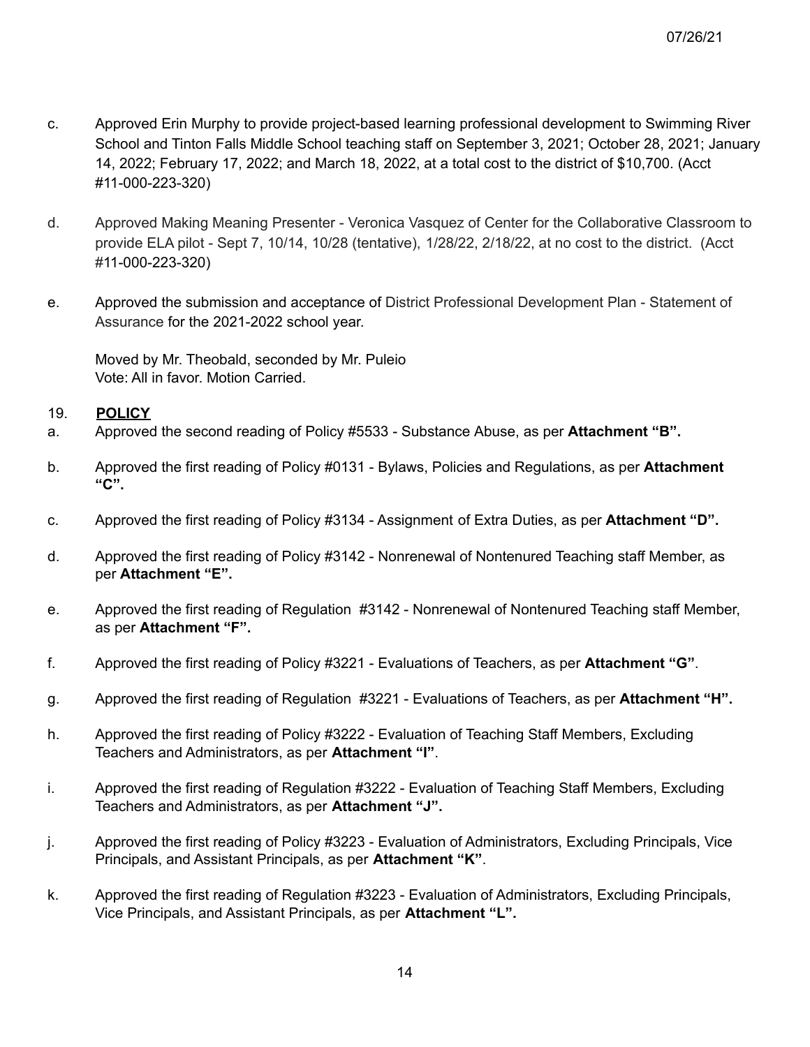c. Approved Erin Murphy to provide project-based learning professional development to Swimming River School and Tinton Falls Middle School teaching staff on September 3, 2021; October 28, 2021; January 14, 2022; February 17, 2022; and March 18, 2022, at a total cost to the district of $10,700. (Acct #11-000-223-320)

d. Approved Making Meaning Presenter - Veronica Vasquez of Center for the Collaborative Classroom to provide ELA pilot - Sept 7, 10/14, 10/28 (tentative), 1/28/22, 2/18/22, at no cost to the district. (Acct #11-000-223-320)

e. Approved the submission and acceptance of District Professional Development Plan - Statement of Assurance for the 2021-2022 school year.

Moved by Mr. Theobald, seconded by Mr. Puleio
Vote: All in favor. Motion Carried.

19. **POLICY**

a. Approved the second reading of Policy #5533 - Substance Abuse, as per **Attachment "B".**

b. Approved the first reading of Policy #0131 - Bylaws, Policies and Regulations, as per **Attachment "C".**

c. Approved the first reading of Policy #3134 - Assignment of Extra Duties, as per **Attachment "D".**

d. Approved the first reading of Policy #3142 - Nonrenewal of Nontenured Teaching staff Member, as per **Attachment "E".**

e. Approved the first reading of Regulation #3142 - Nonrenewal of Nontenured Teaching staff Member, as per **Attachment "F".**

f. Approved the first reading of Policy #3221 - Evaluations of Teachers, as per **Attachment "G"**.

g. Approved the first reading of Regulation #3221 - Evaluations of Teachers, as per **Attachment "H".**

h. Approved the first reading of Policy #3222 - Evaluation of Teaching Staff Members, Excluding Teachers and Administrators, as per **Attachment "I"**.

i. Approved the first reading of Regulation #3222 - Evaluation of Teaching Staff Members, Excluding Teachers and Administrators, as per **Attachment "J".**

j. Approved the first reading of Policy #3223 - Evaluation of Administrators, Excluding Principals, Vice Principals, and Assistant Principals, as per **Attachment "K"**.

k. Approved the first reading of Regulation #3223 - Evaluation of Administrators, Excluding Principals, Vice Principals, and Assistant Principals, as per **Attachment "L".**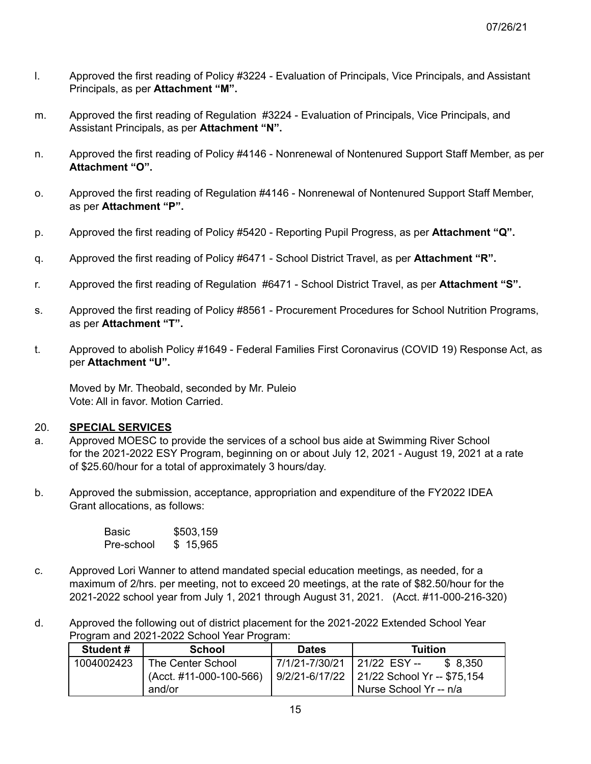l. Approved the first reading of Policy #3224 - Evaluation of Principals, Vice Principals, and Assistant Principals, as per **Attachment "M".**

m. Approved the first reading of Regulation #3224 - Evaluation of Principals, Vice Principals, and Assistant Principals, as per **Attachment "N".**

n. Approved the first reading of Policy #4146 - Nonrenewal of Nontenured Support Staff Member, as per **Attachment "O".**

o. Approved the first reading of Regulation #4146 - Nonrenewal of Nontenured Support Staff Member, as per **Attachment "P".**

p. Approved the first reading of Policy #5420 - Reporting Pupil Progress, as per **Attachment "Q".**

q. Approved the first reading of Policy #6471 - School District Travel, as per **Attachment "R".**

r. Approved the first reading of Regulation #6471 - School District Travel, as per **Attachment "S".**

s. Approved the first reading of Policy #8561 - Procurement Procedures for School Nutrition Programs, as per **Attachment "T".**

t. Approved to abolish Policy #1649 - Federal Families First Coronavirus (COVID 19) Response Act, as per **Attachment "U".**

Moved by Mr. Theobald, seconded by Mr. Puleio
Vote: All in favor. Motion Carried.

## 20. **SPECIAL SERVICES**

a. Approved MOESC to provide the services of a school bus aide at Swimming River School for the 2021-2022 ESY Program, beginning on or about July 12, 2021 - August 19, 2021 at a rate of $25.60/hour for a total of approximately 3 hours/day.

b. Approved the submission, acceptance, appropriation and expenditure of the FY2022 IDEA Grant allocations, as follows:

| | |
|---|---|
| Basic | $503,159 |
| Pre-school | $ 15,965 |

c. Approved Lori Wanner to attend mandated special education meetings, as needed, for a maximum of 2/hrs. per meeting, not to exceed 20 meetings, at the rate of $82.50/hour for the 2021-2022 school year from July 1, 2021 through August 31, 2021. (Acct. #11-000-216-320)

d. Approved the following out of district placement for the 2021-2022 Extended School Year Program and 2021-2022 School Year Program:

| Student # | School | Dates | Tuition |
|---|---|---|---|
| 1004002423 | The Center School (Acct. #11-000-100-566) and/or | 7/1/21-7/30/21 9/2/21-6/17/22 | 21/22 ESY -- $ 8,350 21/22 School Yr -- $75,154 Nurse School Yr -- n/a |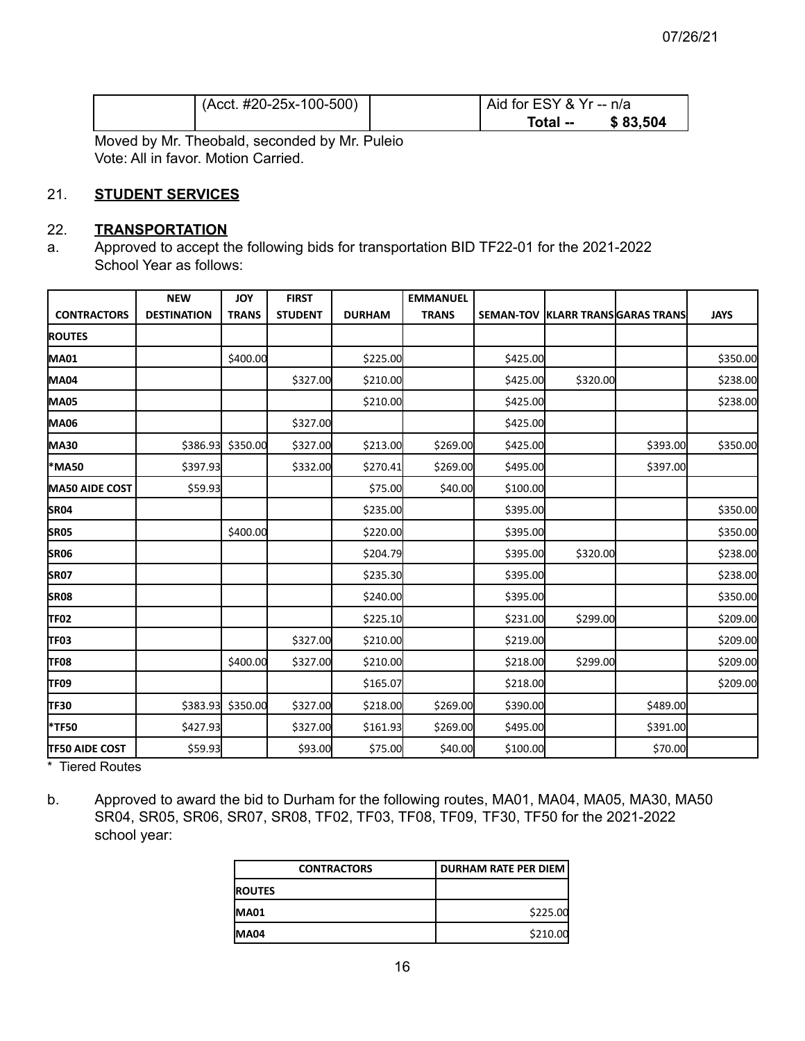07/26/21

| | (Acct. #20-25x-100-500) | | Aid for ESY & Yr -- n/a<br>**Total -- $ 83,504** |
|---|---|---|---|

Moved by Mr. Theobald, seconded by Mr. Puleio
Vote: All in favor. Motion Carried.

21. **STUDENT SERVICES**

22. **TRANSPORTATION**

a. Approved to accept the following bids for transportation BID TF22-01 for the 2021-2022 School Year as follows:

| CONTRACTORS | NEW DESTINATION | JOY TRANS | FIRST STUDENT | DURHAM | EMMANUEL TRANS | SEMAN-TOV | KLARR TRANS | GARAS TRANS | JAYS |
|---|---|---|---|---|---|---|---|---|---|
| **ROUTES** | | | | | | | | | |
| **MA01** | | $400.00 | | $225.00 | | $425.00 | | | $350.00 |
| **MA04** | | | $327.00 | $210.00 | | $425.00 | $320.00 | | $238.00 |
| **MA05** | | | | $210.00 | | $425.00 | | | $238.00 |
| **MA06** | | | $327.00 | | | $425.00 | | | |
| **MA30** | $386.93 | $350.00 | $327.00 | $213.00 | $269.00 | $425.00 | | $393.00 | $350.00 |
| ***MA50** | $397.93 | | $332.00 | $270.41 | $269.00 | $495.00 | | $397.00 | |
| **MA50 AIDE COST** | $59.93 | | | $75.00 | $40.00 | $100.00 | | | |
| **SR04** | | | | $235.00 | | $395.00 | | | $350.00 |
| **SR05** | | $400.00 | | $220.00 | | $395.00 | | | $350.00 |
| **SR06** | | | | $204.79 | | $395.00 | $320.00 | | $238.00 |
| **SR07** | | | | $235.30 | | $395.00 | | | $238.00 |
| **SR08** | | | | $240.00 | | $395.00 | | | $350.00 |
| **TF02** | | | | $225.10 | | $231.00 | $299.00 | | $209.00 |
| **TF03** | | | $327.00 | $210.00 | | $219.00 | | | $209.00 |
| **TF08** | | $400.00 | $327.00 | $210.00 | | $218.00 | $299.00 | | $209.00 |
| **TF09** | | | | $165.07 | | $218.00 | | | $209.00 |
| **TF30** | $383.93 | $350.00 | $327.00 | $218.00 | $269.00 | $390.00 | | $489.00 | |
| ***TF50** | $427.93 | | $327.00 | $161.93 | $269.00 | $495.00 | | $391.00 | |
| **TF50 AIDE COST** | $59.93 | | $93.00 | $75.00 | $40.00 | $100.00 | | $70.00 | |

\* Tiered Routes

b. Approved to award the bid to Durham for the following routes, MA01, MA04, MA05, MA30, MA50 SR04, SR05, SR06, SR07, SR08, TF02, TF03, TF08, TF09, TF30, TF50 for the 2021-2022 school year:

| CONTRACTORS | DURHAM RATE PER DIEM |
|---|---|
| **ROUTES** | |
| **MA01** | $225.00 |
| **MA04** | $210.00 |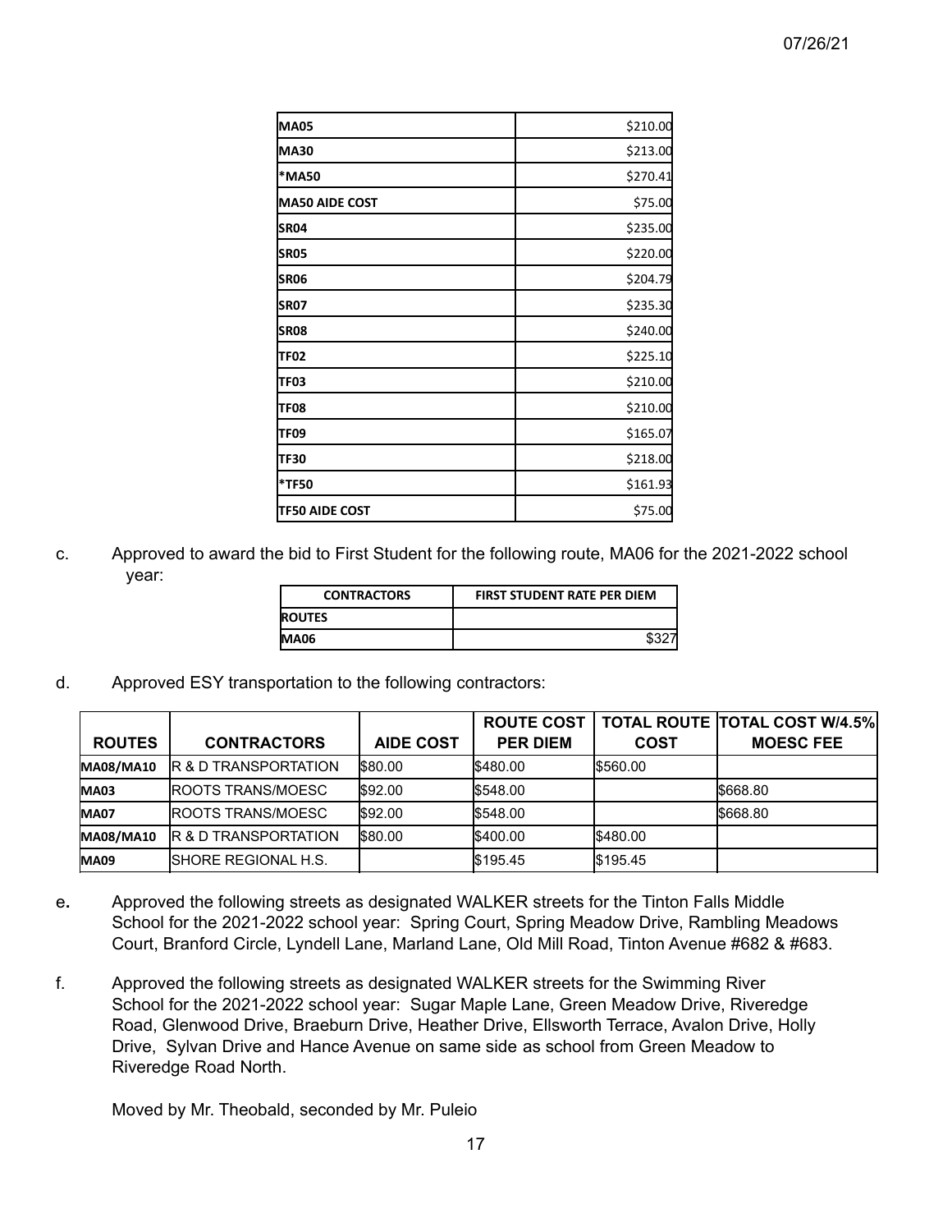| MA05 | $210.00 |
|---|---|
| MA30 | $213.00 |
| *MA50 | $270.41 |
| MA50 AIDE COST | $75.00 |
| SR04 | $235.00 |
| SR05 | $220.00 |
| SR06 | $204.79 |
| SR07 | $235.30 |
| SR08 | $240.00 |
| TF02 | $225.10 |
| TF03 | $210.00 |
| TF08 | $210.00 |
| TF09 | $165.07 |
| TF30 | $218.00 |
| *TF50 | $161.93 |
| TF50 AIDE COST | $75.00 |

c. Approved to award the bid to First Student for the following route, MA06 for the 2021-2022 school year:

| CONTRACTORS | FIRST STUDENT RATE PER DIEM |
|---|---|
| ROUTES | |
| MA06 | $327 |

d. Approved ESY transportation to the following contractors:

| ROUTES | CONTRACTORS | AIDE COST | ROUTE COST PER DIEM | TOTAL ROUTE COST | TOTAL COST W/4.5% MOESC FEE |
|---|---|---|---|---|---|
| MA08/MA10 | R & D TRANSPORTATION | $80.00 | $480.00 | $560.00 | |
| MA03 | ROOTS TRANS/MOESC | $92.00 | $548.00 | | $668.80 |
| MA07 | ROOTS TRANS/MOESC | $92.00 | $548.00 | | $668.80 |
| MA08/MA10 | R & D TRANSPORTATION | $80.00 | $400.00 | $480.00 | |
| MA09 | SHORE REGIONAL H.S. | | $195.45 | $195.45 | |

e. Approved the following streets as designated WALKER streets for the Tinton Falls Middle School for the 2021-2022 school year: Spring Court, Spring Meadow Drive, Rambling Meadows Court, Branford Circle, Lyndell Lane, Marland Lane, Old Mill Road, Tinton Avenue #682 & #683.

f. Approved the following streets as designated WALKER streets for the Swimming River School for the 2021-2022 school year: Sugar Maple Lane, Green Meadow Drive, Riveredge Road, Glenwood Drive, Braeburn Drive, Heather Drive, Ellsworth Terrace, Avalon Drive, Holly Drive, Sylvan Drive and Hance Avenue on same side as school from Green Meadow to Riveredge Road North.

Moved by Mr. Theobald, seconded by Mr. Puleio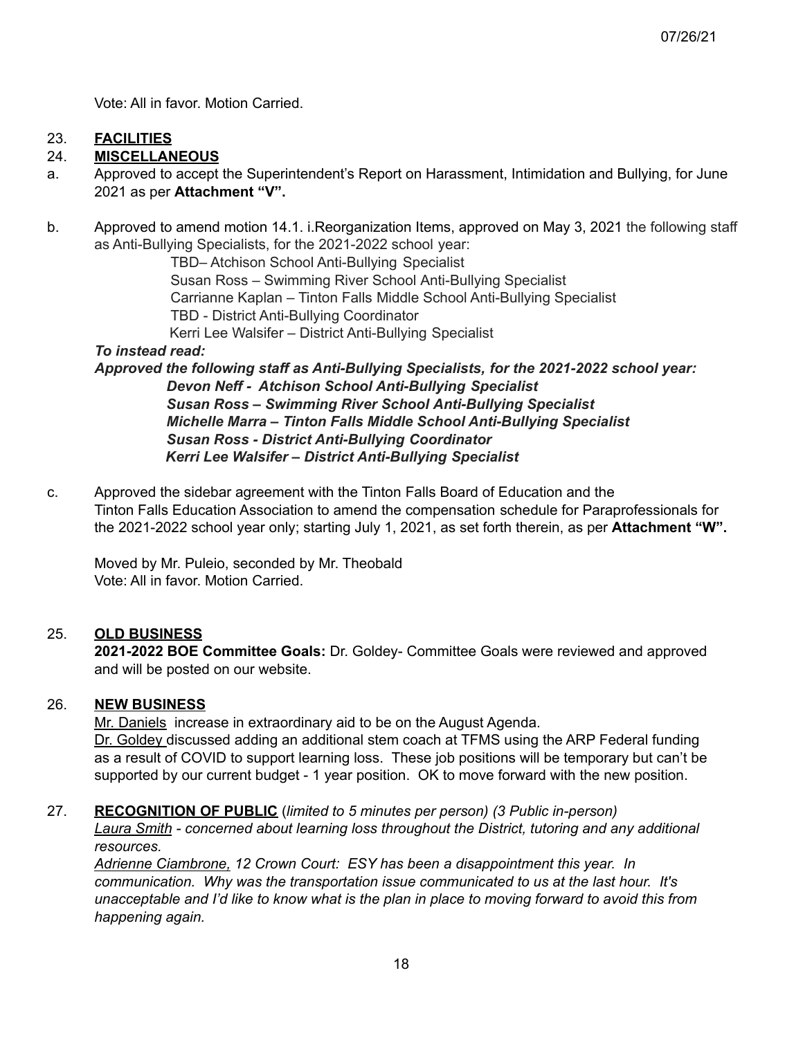Vote: All in favor. Motion Carried.

23. **FACILITIES**

24. **MISCELLANEOUS**

a. Approved to accept the Superintendent's Report on Harassment, Intimidation and Bullying, for June 2021 as per **Attachment "V".**

b. Approved to amend motion 14.1. i.Reorganization Items, approved on May 3, 2021 the following staff as Anti-Bullying Specialists, for the 2021-2022 school year:

TBD– Atchison School Anti-Bullying Specialist
Susan Ross – Swimming River School Anti-Bullying Specialist
Carrianne Kaplan – Tinton Falls Middle School Anti-Bullying Specialist
TBD - District Anti-Bullying Coordinator
Kerri Lee Walsifer – District Anti-Bullying Specialist

***To instead read:***

***Approved the following staff as Anti-Bullying Specialists, for the 2021-2022 school year:***

***Devon Neff - Atchison School Anti-Bullying Specialist***
***Susan Ross – Swimming River School Anti-Bullying Specialist***
***Michelle Marra – Tinton Falls Middle School Anti-Bullying Specialist***
***Susan Ross - District Anti-Bullying Coordinator***
***Kerri Lee Walsifer – District Anti-Bullying Specialist***

c. Approved the sidebar agreement with the Tinton Falls Board of Education and the Tinton Falls Education Association to amend the compensation schedule for Paraprofessionals for the 2021-2022 school year only; starting July 1, 2021, as set forth therein, as per **Attachment "W".**

Moved by Mr. Puleio, seconded by Mr. Theobald
Vote: All in favor. Motion Carried.

25. **OLD BUSINESS**

**2021-2022 BOE Committee Goals:** Dr. Goldey- Committee Goals were reviewed and approved and will be posted on our website.

26. **NEW BUSINESS**

Mr. Daniels increase in extraordinary aid to be on the August Agenda.
Dr. Goldey discussed adding an additional stem coach at TFMS using the ARP Federal funding as a result of COVID to support learning loss. These job positions will be temporary but can't be supported by our current budget - 1 year position. OK to move forward with the new position.

27. **RECOGNITION OF PUBLIC** (*limited to 5 minutes per person) (3 Public in-person)*

*Laura Smith - concerned about learning loss throughout the District, tutoring and any additional resources.*

*Adrienne Ciambrone, 12 Crown Court: ESY has been a disappointment this year. In communication. Why was the transportation issue communicated to us at the last hour. It's unacceptable and I'd like to know what is the plan in place to moving forward to avoid this from happening again.*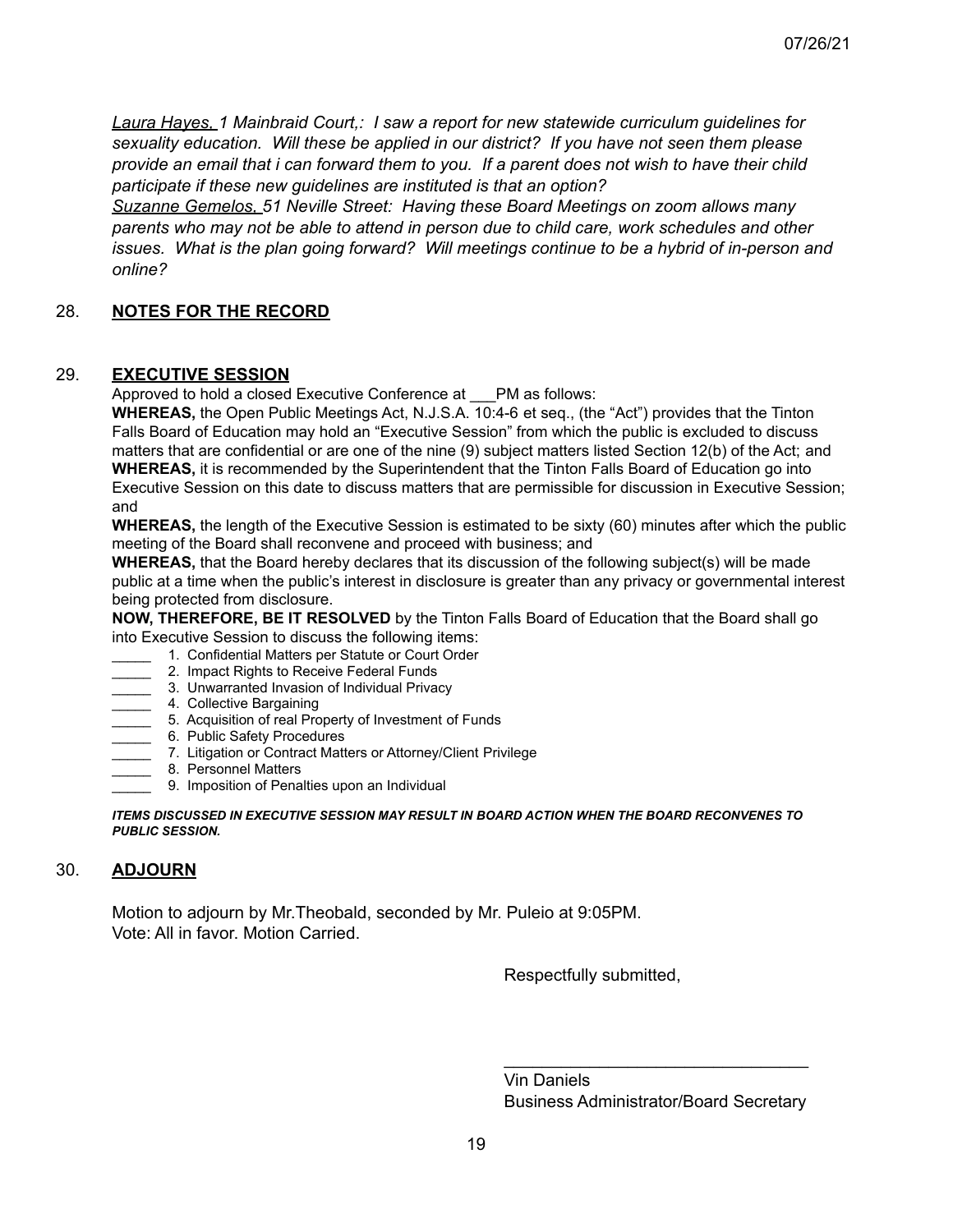*Laura Hayes, 1 Mainbraid Court,: I saw a report for new statewide curriculum guidelines for sexuality education. Will these be applied in our district? If you have not seen them please provide an email that i can forward them to you. If a parent does not wish to have their child participate if these new guidelines are instituted is that an option?*

*Suzanne Gemelos, 51 Neville Street: Having these Board Meetings on zoom allows many parents who may not be able to attend in person due to child care, work schedules and other issues. What is the plan going forward? Will meetings continue to be a hybrid of in-person and online?*

## 28. NOTES FOR THE RECORD

## 29. EXECUTIVE SESSION

Approved to hold a closed Executive Conference at ___PM as follows:

**WHEREAS,** the Open Public Meetings Act, N.J.S.A. 10:4-6 et seq., (the "Act") provides that the Tinton Falls Board of Education may hold an "Executive Session" from which the public is excluded to discuss matters that are confidential or are one of the nine (9) subject matters listed Section 12(b) of the Act; and

**WHEREAS,** it is recommended by the Superintendent that the Tinton Falls Board of Education go into Executive Session on this date to discuss matters that are permissible for discussion in Executive Session; and

**WHEREAS,** the length of the Executive Session is estimated to be sixty (60) minutes after which the public meeting of the Board shall reconvene and proceed with business; and

**WHEREAS,** that the Board hereby declares that its discussion of the following subject(s) will be made public at a time when the public's interest in disclosure is greater than any privacy or governmental interest being protected from disclosure.

**NOW, THEREFORE, BE IT RESOLVED** by the Tinton Falls Board of Education that the Board shall go into Executive Session to discuss the following items:

_____ 1. Confidential Matters per Statute or Court Order
_____ 2. Impact Rights to Receive Federal Funds
_____ 3. Unwarranted Invasion of Individual Privacy
_____ 4. Collective Bargaining
_____ 5. Acquisition of real Property of Investment of Funds
_____ 6. Public Safety Procedures
_____ 7. Litigation or Contract Matters or Attorney/Client Privilege
_____ 8. Personnel Matters
_____ 9. Imposition of Penalties upon an Individual

***ITEMS DISCUSSED IN EXECUTIVE SESSION MAY RESULT IN BOARD ACTION WHEN THE BOARD RECONVENES TO PUBLIC SESSION.***

## 30. ADJOURN

Motion to adjourn by Mr.Theobald, seconded by Mr. Puleio at 9:05PM.
Vote: All in favor. Motion Carried.

Respectfully submitted,

________________________________
Vin Daniels
Business Administrator/Board Secretary